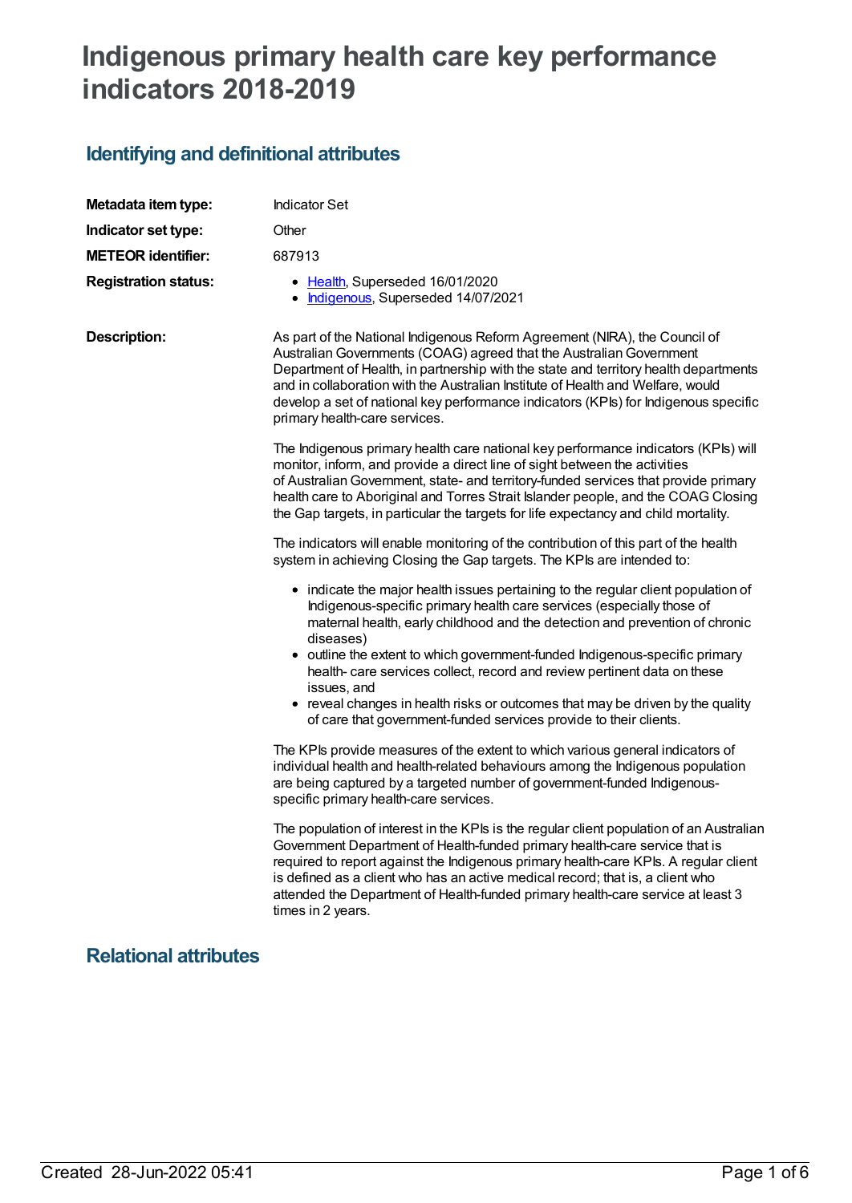# Indigenous primary health care key performance indicators 2018-2019

## Identifying and definitional attributes

**Metadata item type:** Indicator Set

**Indicator set type:** Other

**METEOR identifier:** 687913

**Registration status:**

- Health, Superseded 16/01/2020
- Indigenous, Superseded 14/07/2021

**Description:**

As part of the National Indigenous Reform Agreement (NIRA), the Council of Australian Governments (COAG) agreed that the Australian Government Department of Health, in partnership with the state and territory health departments and in collaboration with the Australian Institute of Health and Welfare, would develop a set of national key performance indicators (KPIs) for Indigenous specific primary health-care services.

The Indigenous primary health care national key performance indicators (KPIs) will monitor, inform, and provide a direct line of sight between the activities of Australian Government, state- and territory-funded services that provide primary health care to Aboriginal and Torres Strait Islander people, and the COAG Closing the Gap targets, in particular the targets for life expectancy and child mortality.

The indicators will enable monitoring of the contribution of this part of the health system in achieving Closing the Gap targets. The KPIs are intended to:

- indicate the major health issues pertaining to the regular client population of Indigenous-specific primary health care services (especially those of maternal health, early childhood and the detection and prevention of chronic diseases)
- outline the extent to which government-funded Indigenous-specific primary health- care services collect, record and review pertinent data on these issues, and
- reveal changes in health risks or outcomes that may be driven by the quality of care that government-funded services provide to their clients.

The KPIs provide measures of the extent to which various general indicators of individual health and health-related behaviours among the Indigenous population are being captured by a targeted number of government-funded Indigenous-specific primary health-care services.

The population of interest in the KPIs is the regular client population of an Australian Government Department of Health-funded primary health-care service that is required to report against the Indigenous primary health-care KPIs. A regular client is defined as a client who has an active medical record; that is, a client who attended the Department of Health-funded primary health-care service at least 3 times in 2 years.

## Relational attributes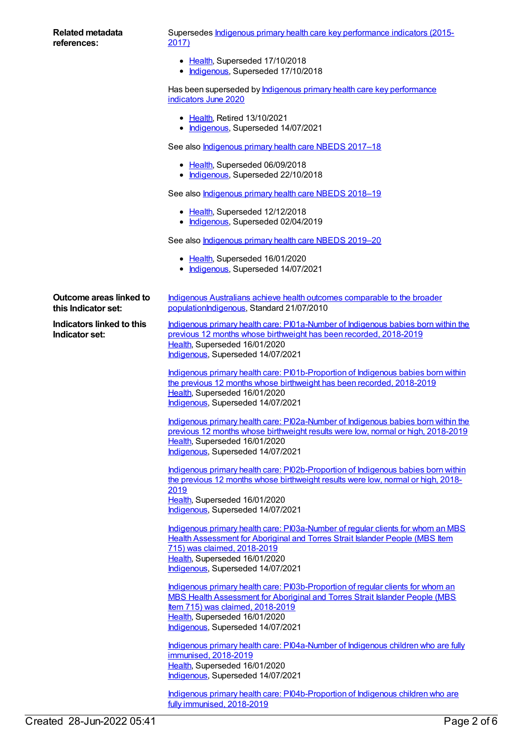**Related metadata references:**

Supersedes Indigenous primary health care key performance indicators (2015-2017)

- Health, Superseded 17/10/2018
- Indigenous, Superseded 17/10/2018

Has been superseded by Indigenous primary health care key performance indicators June 2020

- Health, Retired 13/10/2021
- Indigenous, Superseded 14/07/2021

See also Indigenous primary health care NBEDS 2017–18

- Health, Superseded 06/09/2018
- Indigenous, Superseded 22/10/2018

See also Indigenous primary health care NBEDS 2018–19

- Health, Superseded 12/12/2018
- Indigenous, Superseded 02/04/2019

See also Indigenous primary health care NBEDS 2019–20

- Health, Superseded 16/01/2020
- Indigenous, Superseded 14/07/2021

**Outcome areas linked to this Indicator set:**

Indigenous Australians achieve health outcomes comparable to the broader populationIndigenous, Standard 21/07/2010

**Indicators linked to this Indicator set:**

Indigenous primary health care: PI01a-Number of Indigenous babies born within the previous 12 months whose birthweight has been recorded, 2018-2019
Health, Superseded 16/01/2020
Indigenous, Superseded 14/07/2021

Indigenous primary health care: PI01b-Proportion of Indigenous babies born within the previous 12 months whose birthweight has been recorded, 2018-2019
Health, Superseded 16/01/2020
Indigenous, Superseded 14/07/2021

Indigenous primary health care: PI02a-Number of Indigenous babies born within the previous 12 months whose birthweight results were low, normal or high, 2018-2019
Health, Superseded 16/01/2020
Indigenous, Superseded 14/07/2021

Indigenous primary health care: PI02b-Proportion of Indigenous babies born within the previous 12 months whose birthweight results were low, normal or high, 2018-2019
Health, Superseded 16/01/2020
Indigenous, Superseded 14/07/2021

Indigenous primary health care: PI03a-Number of regular clients for whom an MBS Health Assessment for Aboriginal and Torres Strait Islander People (MBS Item 715) was claimed, 2018-2019
Health, Superseded 16/01/2020
Indigenous, Superseded 14/07/2021

Indigenous primary health care: PI03b-Proportion of regular clients for whom an MBS Health Assessment for Aboriginal and Torres Strait Islander People (MBS Item 715) was claimed, 2018-2019
Health, Superseded 16/01/2020
Indigenous, Superseded 14/07/2021

Indigenous primary health care: PI04a-Number of Indigenous children who are fully immunised, 2018-2019
Health, Superseded 16/01/2020
Indigenous, Superseded 14/07/2021

Indigenous primary health care: PI04b-Proportion of Indigenous children who are fully immunised, 2018-2019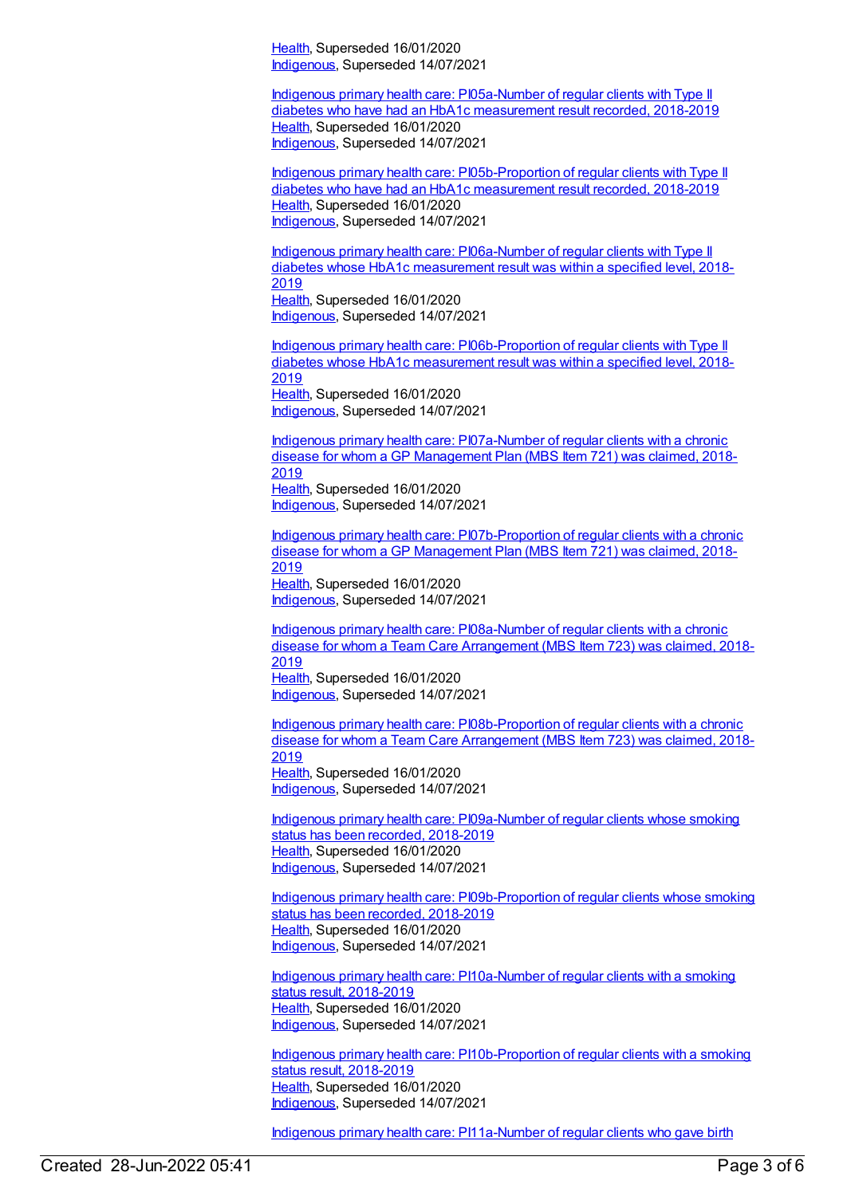Health, Superseded 16/01/2020
Indigenous, Superseded 14/07/2021

Indigenous primary health care: PI05a-Number of regular clients with Type II diabetes who have had an HbA1c measurement result recorded, 2018-2019
Health, Superseded 16/01/2020
Indigenous, Superseded 14/07/2021

Indigenous primary health care: PI05b-Proportion of regular clients with Type II diabetes who have had an HbA1c measurement result recorded, 2018-2019
Health, Superseded 16/01/2020
Indigenous, Superseded 14/07/2021

Indigenous primary health care: PI06a-Number of regular clients with Type II diabetes whose HbA1c measurement result was within a specified level, 2018-2019
Health, Superseded 16/01/2020
Indigenous, Superseded 14/07/2021

Indigenous primary health care: PI06b-Proportion of regular clients with Type II diabetes whose HbA1c measurement result was within a specified level, 2018-2019
Health, Superseded 16/01/2020
Indigenous, Superseded 14/07/2021

Indigenous primary health care: PI07a-Number of regular clients with a chronic disease for whom a GP Management Plan (MBS Item 721) was claimed, 2018-2019
Health, Superseded 16/01/2020
Indigenous, Superseded 14/07/2021

Indigenous primary health care: PI07b-Proportion of regular clients with a chronic disease for whom a GP Management Plan (MBS Item 721) was claimed, 2018-2019
Health, Superseded 16/01/2020
Indigenous, Superseded 14/07/2021

Indigenous primary health care: PI08a-Number of regular clients with a chronic disease for whom a Team Care Arrangement (MBS Item 723) was claimed, 2018-2019
Health, Superseded 16/01/2020
Indigenous, Superseded 14/07/2021

Indigenous primary health care: PI08b-Proportion of regular clients with a chronic disease for whom a Team Care Arrangement (MBS Item 723) was claimed, 2018-2019
Health, Superseded 16/01/2020
Indigenous, Superseded 14/07/2021

Indigenous primary health care: PI09a-Number of regular clients whose smoking status has been recorded, 2018-2019
Health, Superseded 16/01/2020
Indigenous, Superseded 14/07/2021

Indigenous primary health care: PI09b-Proportion of regular clients whose smoking status has been recorded, 2018-2019
Health, Superseded 16/01/2020
Indigenous, Superseded 14/07/2021

Indigenous primary health care: PI10a-Number of regular clients with a smoking status result, 2018-2019
Health, Superseded 16/01/2020
Indigenous, Superseded 14/07/2021

Indigenous primary health care: PI10b-Proportion of regular clients with a smoking status result, 2018-2019
Health, Superseded 16/01/2020
Indigenous, Superseded 14/07/2021

Indigenous primary health care: PI11a-Number of regular clients who gave birth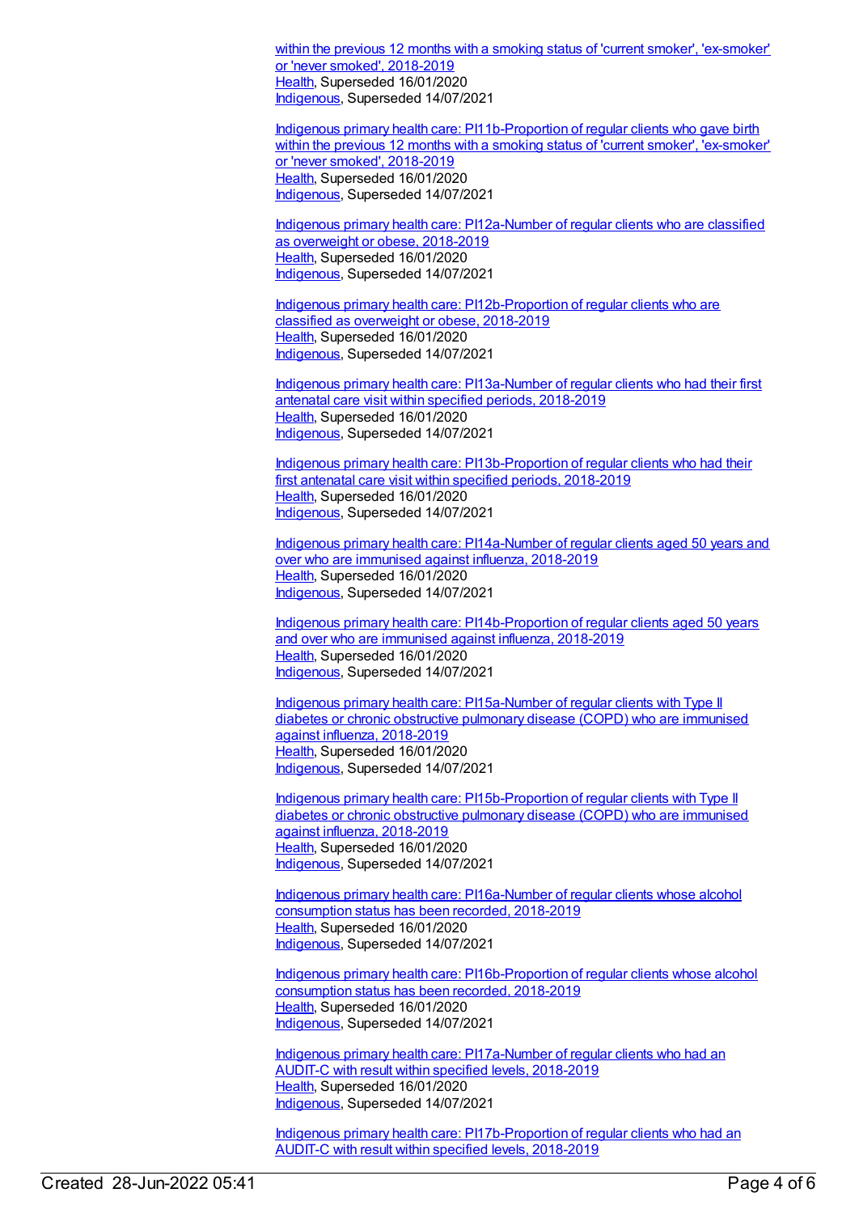within the previous 12 months with a smoking status of 'current smoker', 'ex-smoker' or 'never smoked', 2018-2019
Health, Superseded 16/01/2020
Indigenous, Superseded 14/07/2021

Indigenous primary health care: PI11b-Proportion of regular clients who gave birth within the previous 12 months with a smoking status of 'current smoker', 'ex-smoker' or 'never smoked', 2018-2019
Health, Superseded 16/01/2020
Indigenous, Superseded 14/07/2021

Indigenous primary health care: PI12a-Number of regular clients who are classified as overweight or obese, 2018-2019
Health, Superseded 16/01/2020
Indigenous, Superseded 14/07/2021

Indigenous primary health care: PI12b-Proportion of regular clients who are classified as overweight or obese, 2018-2019
Health, Superseded 16/01/2020
Indigenous, Superseded 14/07/2021

Indigenous primary health care: PI13a-Number of regular clients who had their first antenatal care visit within specified periods, 2018-2019
Health, Superseded 16/01/2020
Indigenous, Superseded 14/07/2021

Indigenous primary health care: PI13b-Proportion of regular clients who had their first antenatal care visit within specified periods, 2018-2019
Health, Superseded 16/01/2020
Indigenous, Superseded 14/07/2021

Indigenous primary health care: PI14a-Number of regular clients aged 50 years and over who are immunised against influenza, 2018-2019
Health, Superseded 16/01/2020
Indigenous, Superseded 14/07/2021

Indigenous primary health care: PI14b-Proportion of regular clients aged 50 years and over who are immunised against influenza, 2018-2019
Health, Superseded 16/01/2020
Indigenous, Superseded 14/07/2021

Indigenous primary health care: PI15a-Number of regular clients with Type II diabetes or chronic obstructive pulmonary disease (COPD) who are immunised against influenza, 2018-2019
Health, Superseded 16/01/2020
Indigenous, Superseded 14/07/2021

Indigenous primary health care: PI15b-Proportion of regular clients with Type II diabetes or chronic obstructive pulmonary disease (COPD) who are immunised against influenza, 2018-2019
Health, Superseded 16/01/2020
Indigenous, Superseded 14/07/2021

Indigenous primary health care: PI16a-Number of regular clients whose alcohol consumption status has been recorded, 2018-2019
Health, Superseded 16/01/2020
Indigenous, Superseded 14/07/2021

Indigenous primary health care: PI16b-Proportion of regular clients whose alcohol consumption status has been recorded, 2018-2019
Health, Superseded 16/01/2020
Indigenous, Superseded 14/07/2021

Indigenous primary health care: PI17a-Number of regular clients who had an AUDIT-C with result within specified levels, 2018-2019
Health, Superseded 16/01/2020
Indigenous, Superseded 14/07/2021

Indigenous primary health care: PI17b-Proportion of regular clients who had an AUDIT-C with result within specified levels, 2018-2019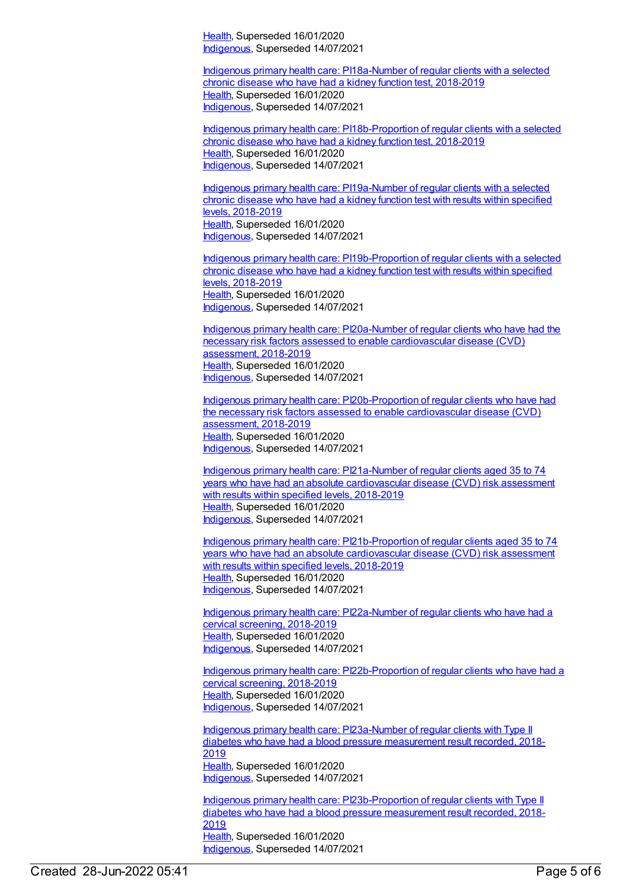Health, Superseded 16/01/2020
Indigenous, Superseded 14/07/2021

Indigenous primary health care: PI18a-Number of regular clients with a selected chronic disease who have had a kidney function test, 2018-2019
Health, Superseded 16/01/2020
Indigenous, Superseded 14/07/2021

Indigenous primary health care: PI18b-Proportion of regular clients with a selected chronic disease who have had a kidney function test, 2018-2019
Health, Superseded 16/01/2020
Indigenous, Superseded 14/07/2021

Indigenous primary health care: PI19a-Number of regular clients with a selected chronic disease who have had a kidney function test with results within specified levels, 2018-2019
Health, Superseded 16/01/2020
Indigenous, Superseded 14/07/2021

Indigenous primary health care: PI19b-Proportion of regular clients with a selected chronic disease who have had a kidney function test with results within specified levels, 2018-2019
Health, Superseded 16/01/2020
Indigenous, Superseded 14/07/2021

Indigenous primary health care: PI20a-Number of regular clients who have had the necessary risk factors assessed to enable cardiovascular disease (CVD) assessment, 2018-2019
Health, Superseded 16/01/2020
Indigenous, Superseded 14/07/2021

Indigenous primary health care: PI20b-Proportion of regular clients who have had the necessary risk factors assessed to enable cardiovascular disease (CVD) assessment, 2018-2019
Health, Superseded 16/01/2020
Indigenous, Superseded 14/07/2021

Indigenous primary health care: PI21a-Number of regular clients aged 35 to 74 years who have had an absolute cardiovascular disease (CVD) risk assessment with results within specified levels, 2018-2019
Health, Superseded 16/01/2020
Indigenous, Superseded 14/07/2021

Indigenous primary health care: PI21b-Proportion of regular clients aged 35 to 74 years who have had an absolute cardiovascular disease (CVD) risk assessment with results within specified levels, 2018-2019
Health, Superseded 16/01/2020
Indigenous, Superseded 14/07/2021

Indigenous primary health care: PI22a-Number of regular clients who have had a cervical screening, 2018-2019
Health, Superseded 16/01/2020
Indigenous, Superseded 14/07/2021

Indigenous primary health care: PI22b-Proportion of regular clients who have had a cervical screening, 2018-2019
Health, Superseded 16/01/2020
Indigenous, Superseded 14/07/2021

Indigenous primary health care: PI23a-Number of regular clients with Type II diabetes who have had a blood pressure measurement result recorded, 2018-2019
Health, Superseded 16/01/2020
Indigenous, Superseded 14/07/2021

Indigenous primary health care: PI23b-Proportion of regular clients with Type II diabetes who have had a blood pressure measurement result recorded, 2018-2019
Health, Superseded 16/01/2020
Indigenous, Superseded 14/07/2021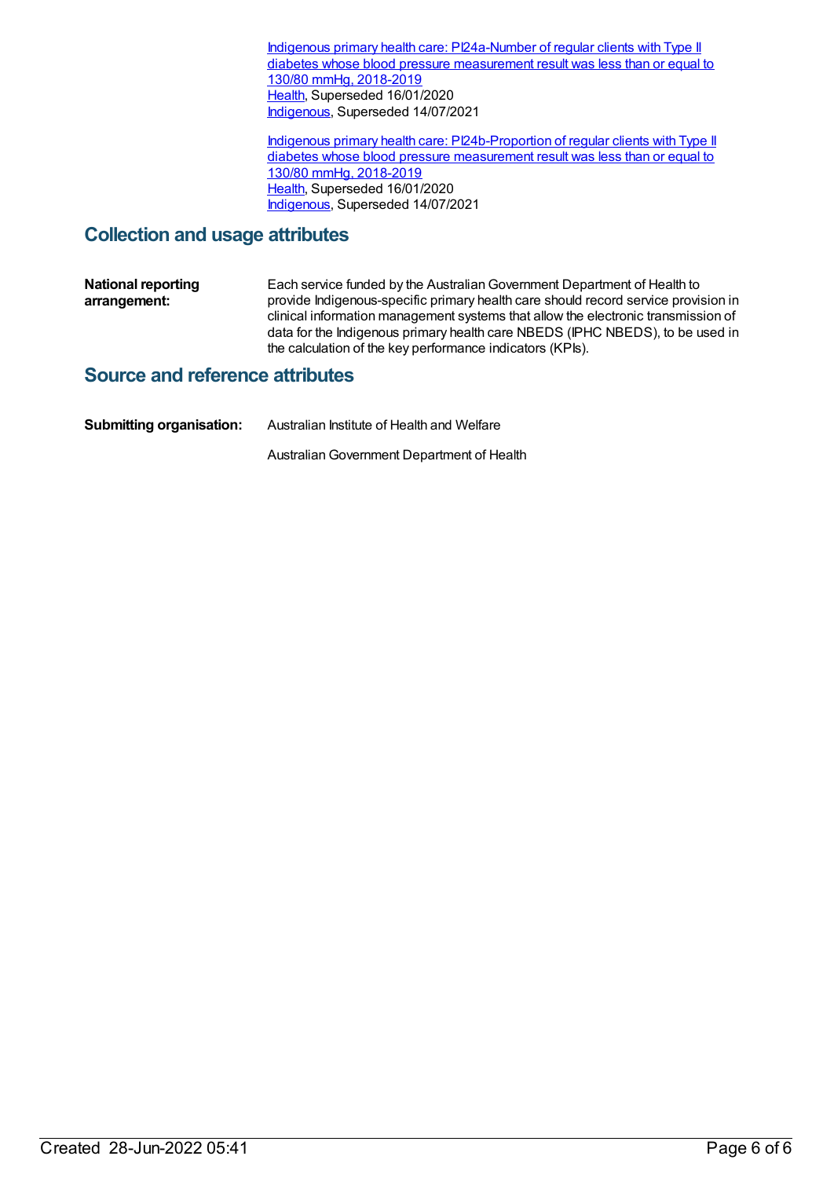Indigenous primary health care: PI24a-Number of regular clients with Type II diabetes whose blood pressure measurement result was less than or equal to 130/80 mmHg, 2018-2019
Health, Superseded 16/01/2020
Indigenous, Superseded 14/07/2021

Indigenous primary health care: PI24b-Proportion of regular clients with Type II diabetes whose blood pressure measurement result was less than or equal to 130/80 mmHg, 2018-2019
Health, Superseded 16/01/2020
Indigenous, Superseded 14/07/2021

## Collection and usage attributes

**National reporting arrangement:** Each service funded by the Australian Government Department of Health to provide Indigenous-specific primary health care should record service provision in clinical information management systems that allow the electronic transmission of data for the Indigenous primary health care NBEDS (IPHC NBEDS), to be used in the calculation of the key performance indicators (KPIs).

## Source and reference attributes

**Submitting organisation:** Australian Institute of Health and Welfare

Australian Government Department of Health